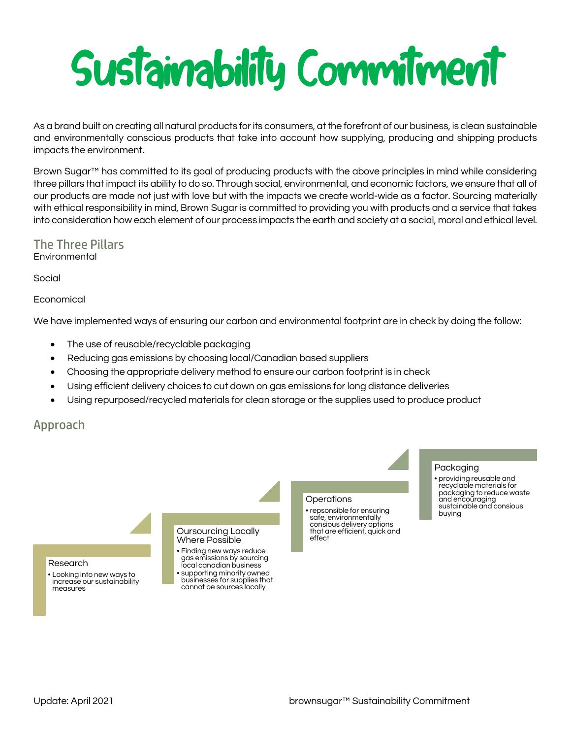# Sustainability Commitment

As a brand built on creating all natural products for its consumers, at the forefront of our business, is clean sustainable and environmentally conscious products that take into account how supplying, producing and shipping products impacts the environment.

Brown Sugar™ has committed to its goal of producing products with the above principles in mind while considering three pillars that impact its ability to do so. Through social, environmental, and economic factors, we ensure that all of our products are made not just with love but with the impacts we create world-wide as a factor. Sourcing materially with ethical responsibility in mind, Brown Sugar is committed to providing you with products and a service that takes into consideration how each element of our process impacts the earth and society at a social, moral and ethical level.

## The Three Pillars

Environmental

Social

Economical

We have implemented ways of ensuring our carbon and environmental footprint are in check by doing the follow:

- The use of reusable/recyclable packaging
- Reducing gas emissions by choosing local/Canadian based suppliers
- Choosing the appropriate delivery method to ensure our carbon footprint is in check
- Using efficient delivery choices to cut down on gas emissions for long distance deliveries
- Using repurposed/recycled materials for clean storage or the supplies used to produce product

## Approach

Research
- Looking into new ways to increase our sustainability measures

Oursourcing Locally Where Possible
- Finding new ways reduce gas emissions by sourcing local canadian business
- supporting minority owned businesses for supplies that cannot be sources locally

Operations
- repsonsible for ensuring safe, environmentally consious delivery options that are efficient, quick and effect

Packaging
- providing reusable and recyclable materials for packaging to reduce waste and encouraging sustainable and consious buying

Update: April 2021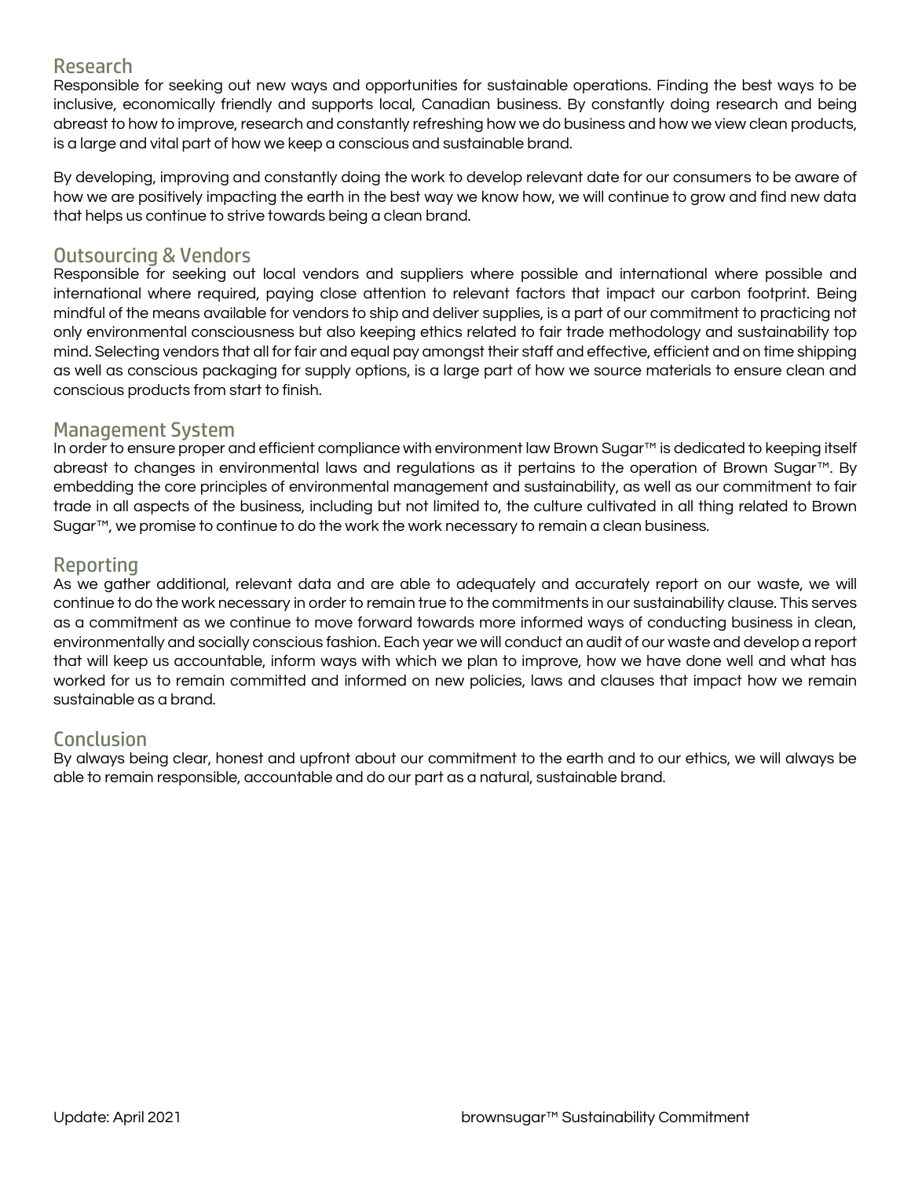## Research

Responsible for seeking out new ways and opportunities for sustainable operations. Finding the best ways to be inclusive, economically friendly and supports local, Canadian business. By constantly doing research and being abreast to how to improve, research and constantly refreshing how we do business and how we view clean products, is a large and vital part of how we keep a conscious and sustainable brand.

By developing, improving and constantly doing the work to develop relevant date for our consumers to be aware of how we are positively impacting the earth in the best way we know how, we will continue to grow and find new data that helps us continue to strive towards being a clean brand.

## Outsourcing & Vendors

Responsible for seeking out local vendors and suppliers where possible and international where possible and international where required, paying close attention to relevant factors that impact our carbon footprint. Being mindful of the means available for vendors to ship and deliver supplies, is a part of our commitment to practicing not only environmental consciousness but also keeping ethics related to fair trade methodology and sustainability top mind. Selecting vendors that all for fair and equal pay amongst their staff and effective, efficient and on time shipping as well as conscious packaging for supply options, is a large part of how we source materials to ensure clean and conscious products from start to finish.

## Management System

In order to ensure proper and efficient compliance with environment law Brown Sugar™ is dedicated to keeping itself abreast to changes in environmental laws and regulations as it pertains to the operation of Brown Sugar™. By embedding the core principles of environmental management and sustainability, as well as our commitment to fair trade in all aspects of the business, including but not limited to, the culture cultivated in all thing related to Brown Sugar™, we promise to continue to do the work the work necessary to remain a clean business.

## Reporting

As we gather additional, relevant data and are able to adequately and accurately report on our waste, we will continue to do the work necessary in order to remain true to the commitments in our sustainability clause. This serves as a commitment as we continue to move forward towards more informed ways of conducting business in clean, environmentally and socially conscious fashion. Each year we will conduct an audit of our waste and develop a report that will keep us accountable, inform ways with which we plan to improve, how we have done well and what has worked for us to remain committed and informed on new policies, laws and clauses that impact how we remain sustainable as a brand.

## Conclusion

By always being clear, honest and upfront about our commitment to the earth and to our ethics, we will always be able to remain responsible, accountable and do our part as a natural, sustainable brand.

Update: April 2021